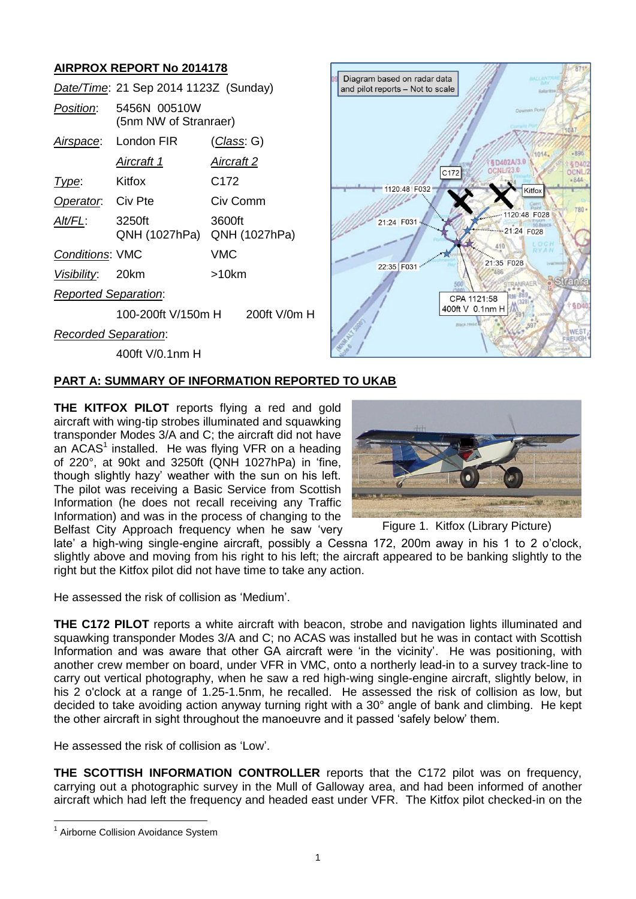## AIRPROX REPORT No 2014178

| | | |
|---|---|---|
| *Date/Time*: | 21 Sep 2014 1123Z (Sunday) | |
| *Position*: | 5456N 00510W (5nm NW of Stranraer) | |
| *Airspace*: | London FIR | (*Class*: G) |
| | *Aircraft 1* | *Aircraft 2* |
| *Type*: | Kitfox | C172 |
| *Operator*: | Civ Pte | Civ Comm |
| *Alt/FL*: | 3250ft QNH (1027hPa) | 3600ft QNH (1027hPa) |
| *Conditions*: | VMC | VMC |
| *Visibility*: | 20km | >10km |
| *Reported Separation*: | | |
| | 100-200ft V/150m H | 200ft V/0m H |
| *Recorded Separation*: | | |
| | 400ft V/0.1nm H | |

Diagram based on radar data and pilot reports – Not to scale

## PART A: SUMMARY OF INFORMATION REPORTED TO UKAB

**THE KITFOX PILOT** reports flying a red and gold aircraft with wing-tip strobes illuminated and squawking transponder Modes 3/A and C; the aircraft did not have an ACAS[1] installed. He was flying VFR on a heading of 220°, at 90kt and 3250ft (QNH 1027hPa) in 'fine, though slightly hazy' weather with the sun on his left. The pilot was receiving a Basic Service from Scottish Information (he does not recall receiving any Traffic Information) and was in the process of changing to the Belfast City Approach frequency when he saw 'very late' a high-wing single-engine aircraft, possibly a Cessna 172, 200m away in his 1 to 2 o'clock, slightly above and moving from his right to his left; the aircraft appeared to be banking slightly to the right but the Kitfox pilot did not have time to take any action.

Figure 1. Kitfox (Library Picture)

He assessed the risk of collision as 'Medium'.

**THE C172 PILOT** reports a white aircraft with beacon, strobe and navigation lights illuminated and squawking transponder Modes 3/A and C; no ACAS was installed but he was in contact with Scottish Information and was aware that other GA aircraft were 'in the vicinity'. He was positioning, with another crew member on board, under VFR in VMC, onto a northerly lead-in to a survey track-line to carry out vertical photography, when he saw a red high-wing single-engine aircraft, slightly below, in his 2 o'clock at a range of 1.25-1.5nm, he recalled. He assessed the risk of collision as low, but decided to take avoiding action anyway turning right with a 30° angle of bank and climbing. He kept the other aircraft in sight throughout the manoeuvre and it passed 'safely below' them.

He assessed the risk of collision as 'Low'.

**THE SCOTTISH INFORMATION CONTROLLER** reports that the C172 pilot was on frequency, carrying out a photographic survey in the Mull of Galloway area, and had been informed of another aircraft which had left the frequency and headed east under VFR. The Kitfox pilot checked-in on the

[1] Airborne Collision Avoidance System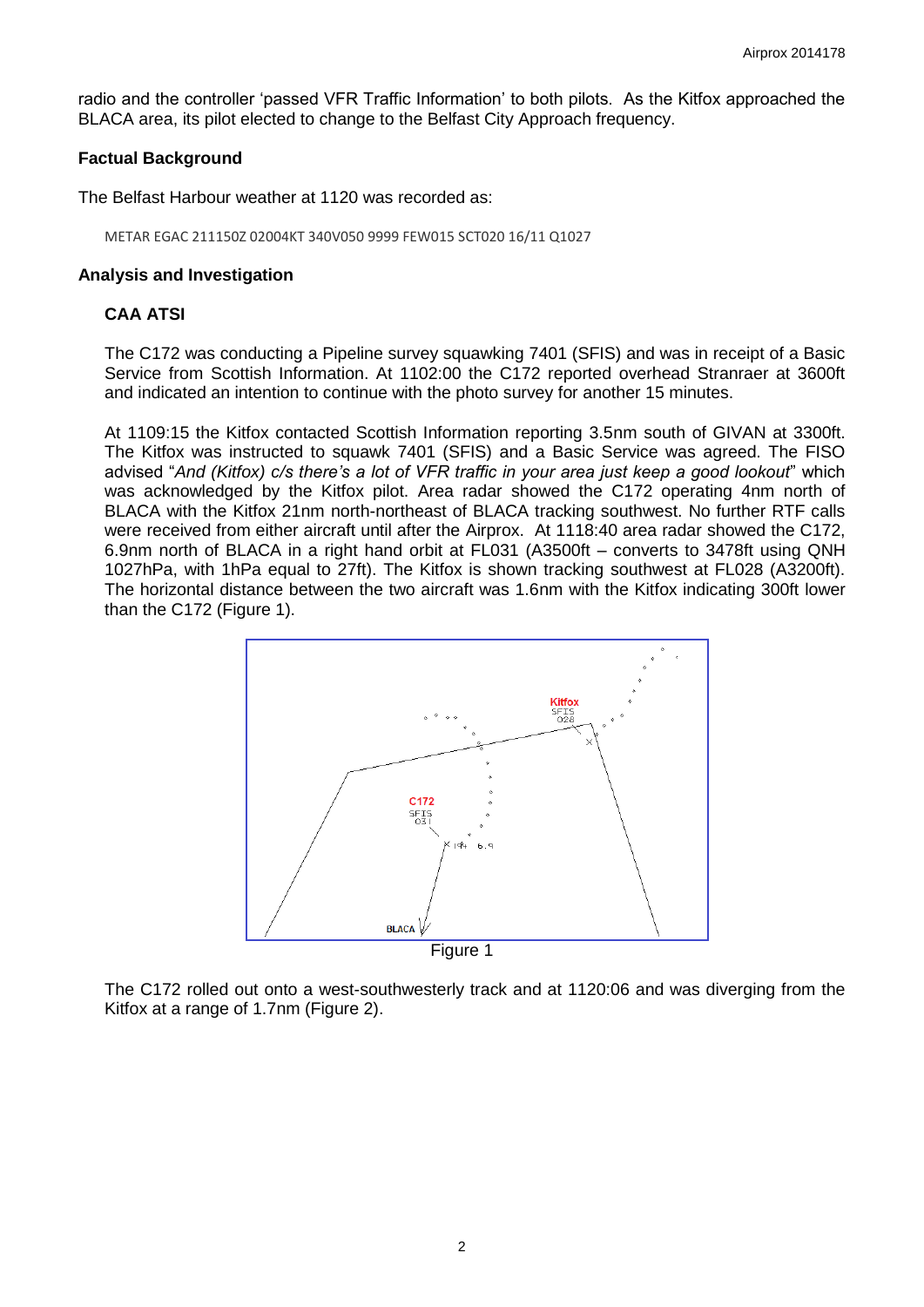radio and the controller 'passed VFR Traffic Information' to both pilots. As the Kitfox approached the BLACA area, its pilot elected to change to the Belfast City Approach frequency.

### Factual Background

The Belfast Harbour weather at 1120 was recorded as:

```
METAR EGAC 211150Z 02004KT 340V050 9999 FEW015 SCT020 16/11 Q1027
```

### Analysis and Investigation

#### CAA ATSI

The C172 was conducting a Pipeline survey squawking 7401 (SFIS) and was in receipt of a Basic Service from Scottish Information. At 1102:00 the C172 reported overhead Stranraer at 3600ft and indicated an intention to continue with the photo survey for another 15 minutes.

At 1109:15 the Kitfox contacted Scottish Information reporting 3.5nm south of GIVAN at 3300ft. The Kitfox was instructed to squawk 7401 (SFIS) and a Basic Service was agreed. The FISO advised "*And (Kitfox) c/s there's a lot of VFR traffic in your area just keep a good lookout*" which was acknowledged by the Kitfox pilot. Area radar showed the C172 operating 4nm north of BLACA with the Kitfox 21nm north-northeast of BLACA tracking southwest. No further RTF calls were received from either aircraft until after the Airprox. At 1118:40 area radar showed the C172, 6.9nm north of BLACA in a right hand orbit at FL031 (A3500ft – converts to 3478ft using QNH 1027hPa, with 1hPa equal to 27ft). The Kitfox is shown tracking southwest at FL028 (A3200ft). The horizontal distance between the two aircraft was 1.6nm with the Kitfox indicating 300ft lower than the C172 (Figure 1).

Figure 1

The C172 rolled out onto a west-southwesterly track and at 1120:06 and was diverging from the Kitfox at a range of 1.7nm (Figure 2).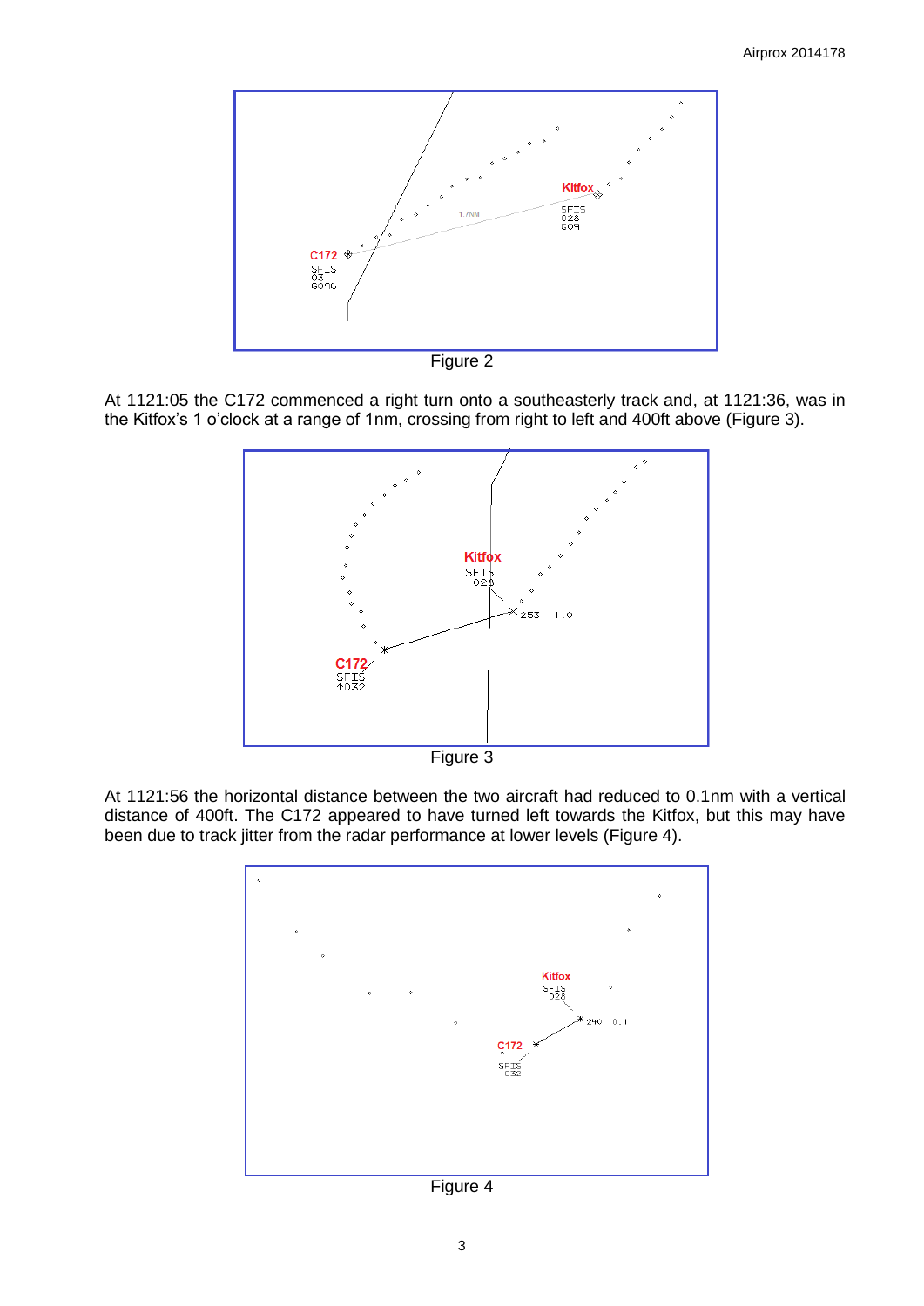Figure 2

At 1121:05 the C172 commenced a right turn onto a southeasterly track and, at 1121:36, was in the Kitfox's 1 o'clock at a range of 1nm, crossing from right to left and 400ft above (Figure 3).

Figure 3

At 1121:56 the horizontal distance between the two aircraft had reduced to 0.1nm with a vertical distance of 400ft. The C172 appeared to have turned left towards the Kitfox, but this may have been due to track jitter from the radar performance at lower levels (Figure 4).

Figure 4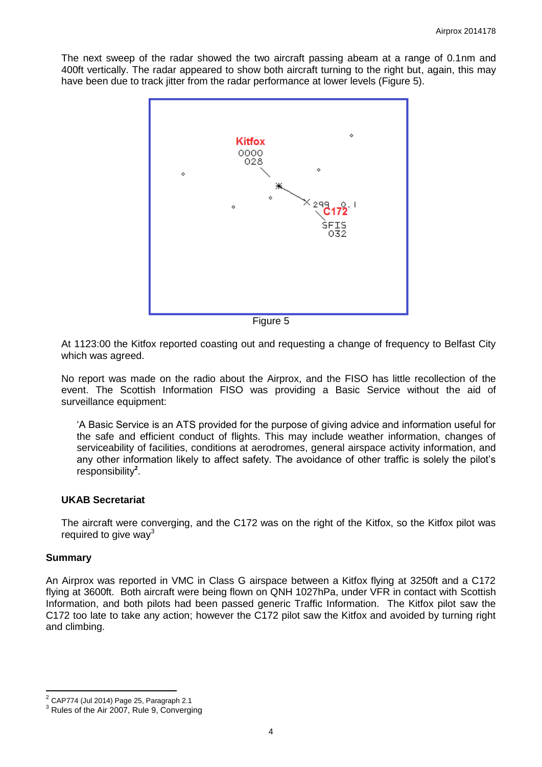The next sweep of the radar showed the two aircraft passing abeam at a range of 0.1nm and 400ft vertically. The radar appeared to show both aircraft turning to the right but, again, this may have been due to track jitter from the radar performance at lower levels (Figure 5).

Figure 5

At 1123:00 the Kitfox reported coasting out and requesting a change of frequency to Belfast City which was agreed.

No report was made on the radio about the Airprox, and the FISO has little recollection of the event. The Scottish Information FISO was providing a Basic Service without the aid of surveillance equipment:

> 'A Basic Service is an ATS provided for the purpose of giving advice and information useful for the safe and efficient conduct of flights. This may include weather information, changes of serviceability of facilities, conditions at aerodromes, general airspace activity information, and any other information likely to affect safety. The avoidance of other traffic is solely the pilot's responsibility[2].

### UKAB Secretariat

The aircraft were converging, and the C172 was on the right of the Kitfox, so the Kitfox pilot was required to give way[3]

## Summary

An Airprox was reported in VMC in Class G airspace between a Kitfox flying at 3250ft and a C172 flying at 3600ft. Both aircraft were being flown on QNH 1027hPa, under VFR in contact with Scottish Information, and both pilots had been passed generic Traffic Information. The Kitfox pilot saw the C172 too late to take any action; however the C172 pilot saw the Kitfox and avoided by turning right and climbing.

---

[2] CAP774 (Jul 2014) Page 25, Paragraph 2.1

[3] Rules of the Air 2007, Rule 9, Converging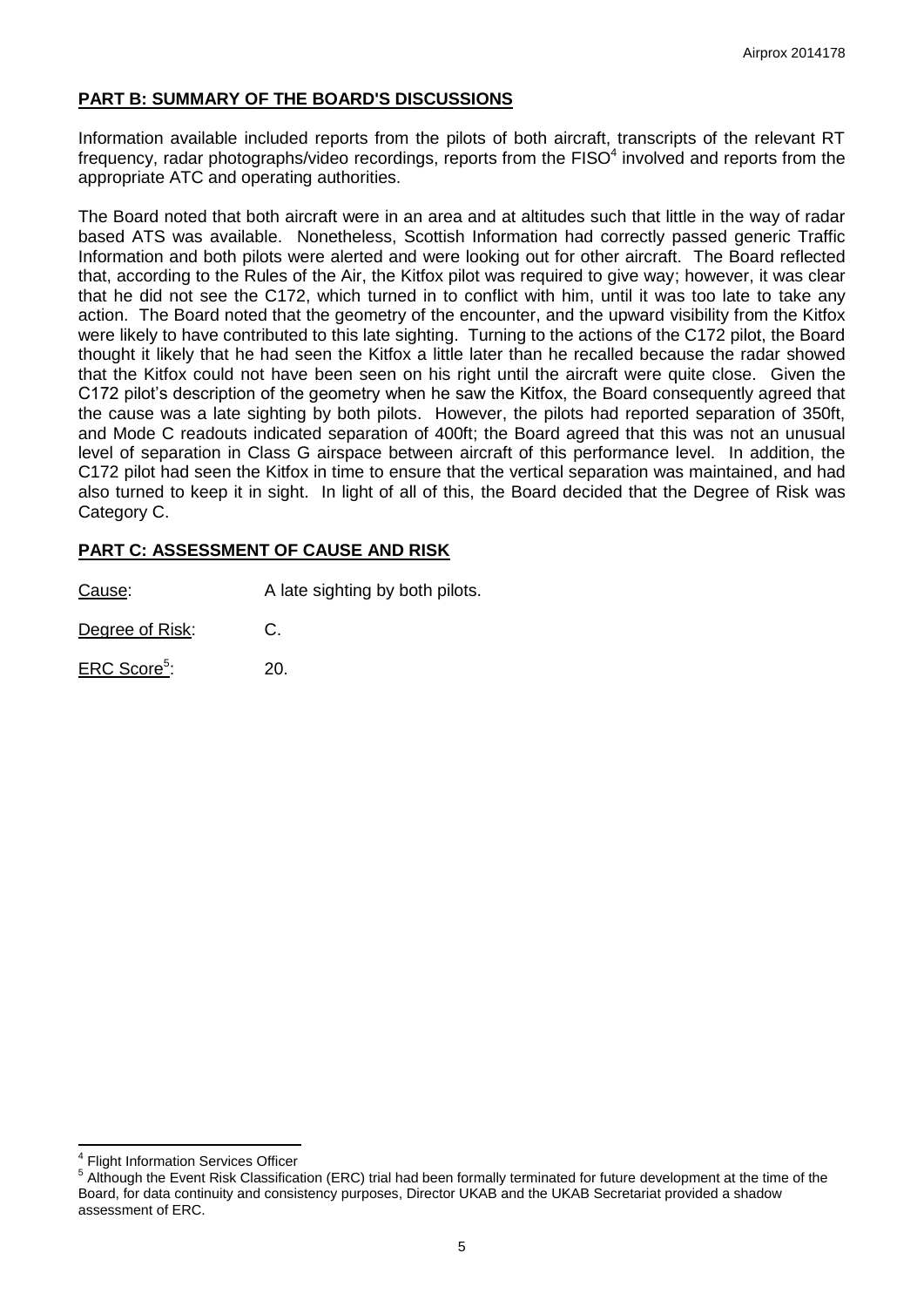## PART B: SUMMARY OF THE BOARD'S DISCUSSIONS

Information available included reports from the pilots of both aircraft, transcripts of the relevant RT frequency, radar photographs/video recordings, reports from the FISO[4] involved and reports from the appropriate ATC and operating authorities.

The Board noted that both aircraft were in an area and at altitudes such that little in the way of radar based ATS was available. Nonetheless, Scottish Information had correctly passed generic Traffic Information and both pilots were alerted and were looking out for other aircraft. The Board reflected that, according to the Rules of the Air, the Kitfox pilot was required to give way; however, it was clear that he did not see the C172, which turned in to conflict with him, until it was too late to take any action. The Board noted that the geometry of the encounter, and the upward visibility from the Kitfox were likely to have contributed to this late sighting. Turning to the actions of the C172 pilot, the Board thought it likely that he had seen the Kitfox a little later than he recalled because the radar showed that the Kitfox could not have been seen on his right until the aircraft were quite close. Given the C172 pilot's description of the geometry when he saw the Kitfox, the Board consequently agreed that the cause was a late sighting by both pilots. However, the pilots had reported separation of 350ft, and Mode C readouts indicated separation of 400ft; the Board agreed that this was not an unusual level of separation in Class G airspace between aircraft of this performance level. In addition, the C172 pilot had seen the Kitfox in time to ensure that the vertical separation was maintained, and had also turned to keep it in sight. In light of all of this, the Board decided that the Degree of Risk was Category C.

## PART C: ASSESSMENT OF CAUSE AND RISK

Cause: A late sighting by both pilots.

Degree of Risk: C.

ERC Score[5]: 20.

---

[4] Flight Information Services Officer

[5] Although the Event Risk Classification (ERC) trial had been formally terminated for future development at the time of the Board, for data continuity and consistency purposes, Director UKAB and the UKAB Secretariat provided a shadow assessment of ERC.